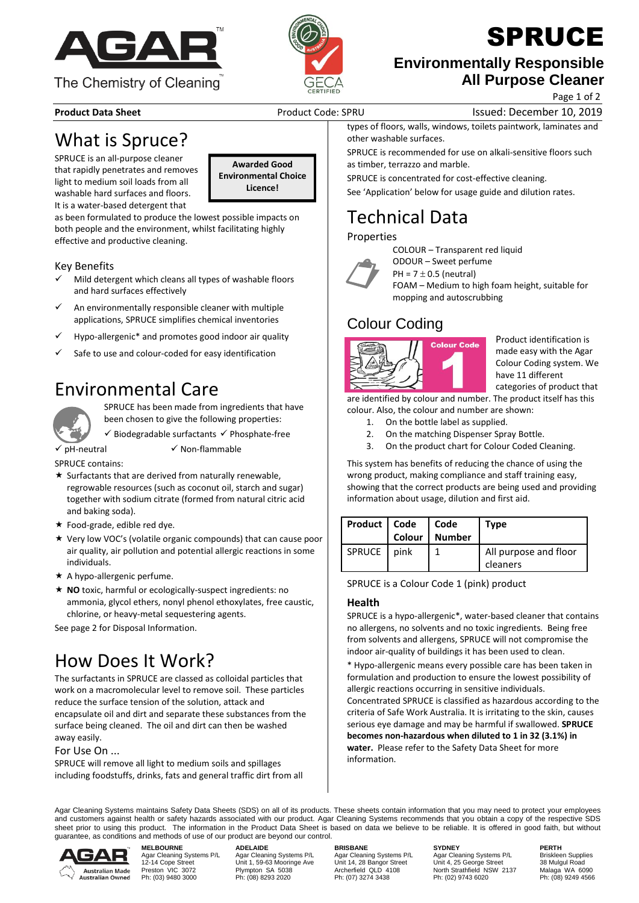# SPRUCE

## Environmentally Responsible All Purpose Cleaner

**Product Data Sheet** Product Code: SPRU Issued: December 10, 2019

# What is Spruce?

SPRUCE is an all-purpose cleaner that rapidly penetrates and removes light to medium soil loads from all washable hard surfaces and floors. It is a water-based detergent that as been formulated to produce the lowest possible impacts on both people and the environment, whilst facilitating highly effective and productive cleaning.

**Awarded Good Environmental Choice Licence!**

### Key Benefits

- ✓ Mild detergent which cleans all types of washable floors and hard surfaces effectively
- ✓ An environmentally responsible cleaner with multiple applications, SPRUCE simplifies chemical inventories
- ✓ Hypo-allergenic* and promotes good indoor air quality
- ✓ Safe to use and colour-coded for easy identification

# Environmental Care

SPRUCE has been made from ingredients that have been chosen to give the following properties:

✓ Biodegradable surfactants ✓ Phosphate-free
✓ pH-neutral ✓ Non-flammable

SPRUCE contains:

- ★ Surfactants that are derived from naturally renewable, regrowable resources (such as coconut oil, starch and sugar) together with sodium citrate (formed from natural citric acid and baking soda).
- ★ Food-grade, edible red dye.
- ★ Very low VOC's (volatile organic compounds) that can cause poor air quality, air pollution and potential allergic reactions in some individuals.
- ★ A hypo-allergenic perfume.
- ★ **NO** toxic, harmful or ecologically-suspect ingredients: no ammonia, glycol ethers, nonyl phenol ethoxylates, free caustic, chlorine, or heavy-metal sequestering agents.

See page 2 for Disposal Information.

# How Does It Work?

The surfactants in SPRUCE are classed as colloidal particles that work on a macromolecular level to remove soil. These particles reduce the surface tension of the solution, attack and encapsulate oil and dirt and separate these substances from the surface being cleaned. The oil and dirt can then be washed away easily.

### For Use On ...

SPRUCE will remove all light to medium soils and spillages including foodstuffs, drinks, fats and general traffic dirt from all types of floors, walls, windows, toilets paintwork, laminates and other washable surfaces.

SPRUCE is recommended for use on alkali-sensitive floors such as timber, terrazzo and marble.

SPRUCE is concentrated for cost-effective cleaning.

See 'Application' below for usage guide and dilution rates.

# Technical Data

### Properties

COLOUR – Transparent red liquid
ODOUR – Sweet perfume
PH = 7 ± 0.5 (neutral)
FOAM – Medium to high foam height, suitable for mopping and autoscrubbing

## Colour Coding

Product identification is made easy with the Agar Colour Coding system. We have 11 different categories of product that are identified by colour and number. The product itself has this colour. Also, the colour and number are shown:

1. On the bottle label as supplied.
2. On the matching Dispenser Spray Bottle.
3. On the product chart for Colour Coded Cleaning.

This system has benefits of reducing the chance of using the wrong product, making compliance and staff training easy, showing that the correct products are being used and providing information about usage, dilution and first aid.

| Product | Code Colour | Code Number | Type |
|---|---|---|---|
| SPRUCE | pink | 1 | All purpose and floor cleaners |

SPRUCE is a Colour Code 1 (pink) product

### Health

SPRUCE is a hypo-allergenic*, water-based cleaner that contains no allergens, no solvents and no toxic ingredients. Being free from solvents and allergens, SPRUCE will not compromise the indoor air-quality of buildings it has been used to clean.

* Hypo-allergenic means every possible care has been taken in formulation and production to ensure the lowest possibility of allergic reactions occurring in sensitive individuals.

Concentrated SPRUCE is classified as hazardous according to the criteria of Safe Work Australia. It is irritating to the skin, causes serious eye damage and may be harmful if swallowed. **SPRUCE becomes non-hazardous when diluted to 1 in 32 (3.1%) in water.** Please refer to the Safety Data Sheet for more information.

Agar Cleaning Systems maintains Safety Data Sheets (SDS) on all of its products. These sheets contain information that you may need to protect your employees and customers against health or safety hazards associated with our product. Agar Cleaning Systems recommends that you obtain a copy of the respective SDS sheet prior to using this product. The information in the Product Data Sheet is based on data we believe to be reliable. It is offered in good faith, but without guarantee, as conditions and methods of use of our product are beyond our control.

**MELBOURNE** Agar Cleaning Systems P/L, 12-14 Cope Street, Preston VIC 3072, Ph: (03) 9480 3000

**ADELAIDE** Agar Cleaning Systems P/L, Unit 1, 59-63 Mooringe Ave, Plympton SA 5038, Ph: (08) 8293 2020

**BRISBANE** Agar Cleaning Systems P/L, Unit 14, 28 Bangor Street, Archerfield QLD 4108, Ph: (07) 3274 3438

**SYDNEY** Agar Cleaning Systems P/L, Unit 4, 25 George Street, North Strathfield NSW 2137, Ph: (02) 9743 6020

**PERTH** Briskleen Supplies, 38 Mulgul Road, Malaga WA 6090, Ph: (08) 9249 4566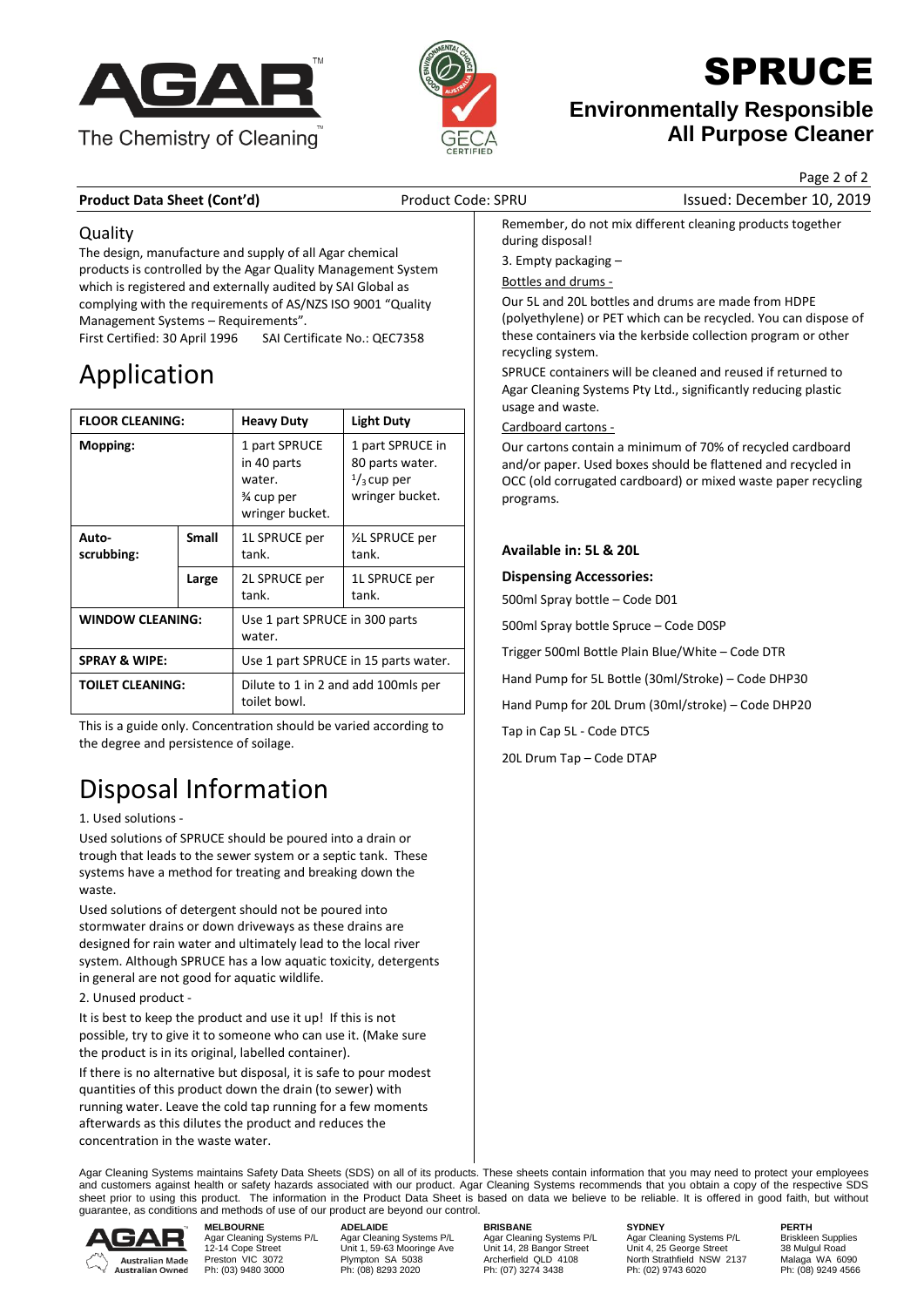# SPRUCE

## Environmentally Responsible All Purpose Cleaner

**Product Data Sheet (Cont'd)** Product Code: SPRU Issued: December 10, 2019

### Quality

The design, manufacture and supply of all Agar chemical products is controlled by the Agar Quality Management System which is registered and externally audited by SAI Global as complying with the requirements of AS/NZS ISO 9001 "Quality Management Systems – Requirements".
First Certified: 30 April 1996 SAI Certificate No.: QEC7358

# Application

| **FLOOR CLEANING:** | | **Heavy Duty** | **Light Duty** |
|---|---|---|---|
| **Mopping:** | | 1 part SPRUCE in 40 parts water. ¾ cup per wringer bucket. | 1 part SPRUCE in 80 parts water. $^{1}/_{3}$ cup per wringer bucket. |
| **Auto-scrubbing:** | **Small** | 1L SPRUCE per tank. | ½L SPRUCE per tank. |
| | **Large** | 2L SPRUCE per tank. | 1L SPRUCE per tank. |
| **WINDOW CLEANING:** | | Use 1 part SPRUCE in 300 parts water. | |
| **SPRAY & WIPE:** | | Use 1 part SPRUCE in 15 parts water. | |
| **TOILET CLEANING:** | | Dilute to 1 in 2 and add 100mls per toilet bowl. | |

This is a guide only. Concentration should be varied according to the degree and persistence of soilage.

# Disposal Information

1. Used solutions -

Used solutions of SPRUCE should be poured into a drain or trough that leads to the sewer system or a septic tank. These systems have a method for treating and breaking down the waste.

Used solutions of detergent should not be poured into stormwater drains or down driveways as these drains are designed for rain water and ultimately lead to the local river system. Although SPRUCE has a low aquatic toxicity, detergents in general are not good for aquatic wildlife.

2. Unused product -

It is best to keep the product and use it up! If this is not possible, try to give it to someone who can use it. (Make sure the product is in its original, labelled container).

If there is no alternative but disposal, it is safe to pour modest quantities of this product down the drain (to sewer) with running water. Leave the cold tap running for a few moments afterwards as this dilutes the product and reduces the concentration in the waste water.

Remember, do not mix different cleaning products together during disposal!

3. Empty packaging –

Bottles and drums -

Our 5L and 20L bottles and drums are made from HDPE (polyethylene) or PET which can be recycled. You can dispose of these containers via the kerbside collection program or other recycling system.

SPRUCE containers will be cleaned and reused if returned to Agar Cleaning Systems Pty Ltd., significantly reducing plastic usage and waste.

Cardboard cartons -

Our cartons contain a minimum of 70% of recycled cardboard and/or paper. Used boxes should be flattened and recycled in OCC (old corrugated cardboard) or mixed waste paper recycling programs.

**Available in: 5L & 20L**

**Dispensing Accessories:**

500ml Spray bottle – Code D01

500ml Spray bottle Spruce – Code D0SP

Trigger 500ml Bottle Plain Blue/White – Code DTR

Hand Pump for 5L Bottle (30ml/Stroke) – Code DHP30

Hand Pump for 20L Drum (30ml/stroke) – Code DHP20

Tap in Cap 5L - Code DTC5

20L Drum Tap – Code DTAP

Agar Cleaning Systems maintains Safety Data Sheets (SDS) on all of its products. These sheets contain information that you may need to protect your employees and customers against health or safety hazards associated with our product. Agar Cleaning Systems recommends that you obtain a copy of the respective SDS sheet prior to using this product. The information in the Product Data Sheet is based on data we believe to be reliable. It is offered in good faith, but without guarantee, as conditions and methods of use of our product are beyond our control.

Australian Made Australian Owned

**MELBOURNE**
Agar Cleaning Systems P/L
12-14 Cope Street
Preston VIC 3072
Ph: (03) 9480 3000

**ADELAIDE**
Agar Cleaning Systems P/L
Unit 1, 59-63 Mooringe Ave
Plympton SA 5038
Ph: (08) 8293 2020

**BRISBANE**
Agar Cleaning Systems P/L
Unit 14, 28 Bangor Street
Archerfield QLD 4108
Ph: (07) 3274 3438

**SYDNEY**
Agar Cleaning Systems P/L
Unit 4, 25 George Street
North Strathfield NSW 2137
Ph: (02) 9743 6020

**PERTH**
Briskleen Supplies
38 Mulgul Road
Malaga WA 6090
Ph: (08) 9249 4566